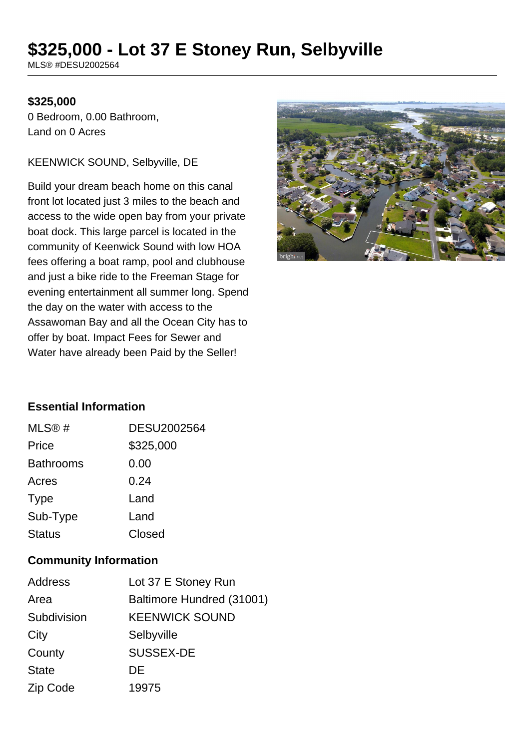# $325,000 - Lot 37 E Stoney Run, Selbyville

MLS® #DESU2002564

**$325,000**

0 Bedroom, 0.00 Bathroom,
Land on 0 Acres

KEENWICK SOUND, Selbyville, DE

Build your dream beach home on this canal front lot located just 3 miles to the beach and access to the wide open bay from your private boat dock. This large parcel is located in the community of Keenwick Sound with low HOA fees offering a boat ramp, pool and clubhouse and just a bike ride to the Freeman Stage for evening entertainment all summer long. Spend the day on the water with access to the Assawoman Bay and all the Ocean City has to offer by boat. Impact Fees for Sewer and Water have already been Paid by the Seller!

## Essential Information

| | |
|---|---|
| MLS® # | DESU2002564 |
| Price | $325,000 |
| Bathrooms | 0.00 |
| Acres | 0.24 |
| Type | Land |
| Sub-Type | Land |
| Status | Closed |

## Community Information

| | |
|---|---|
| Address | Lot 37 E Stoney Run |
| Area | Baltimore Hundred (31001) |
| Subdivision | KEENWICK SOUND |
| City | Selbyville |
| County | SUSSEX-DE |
| State | DE |
| Zip Code | 19975 |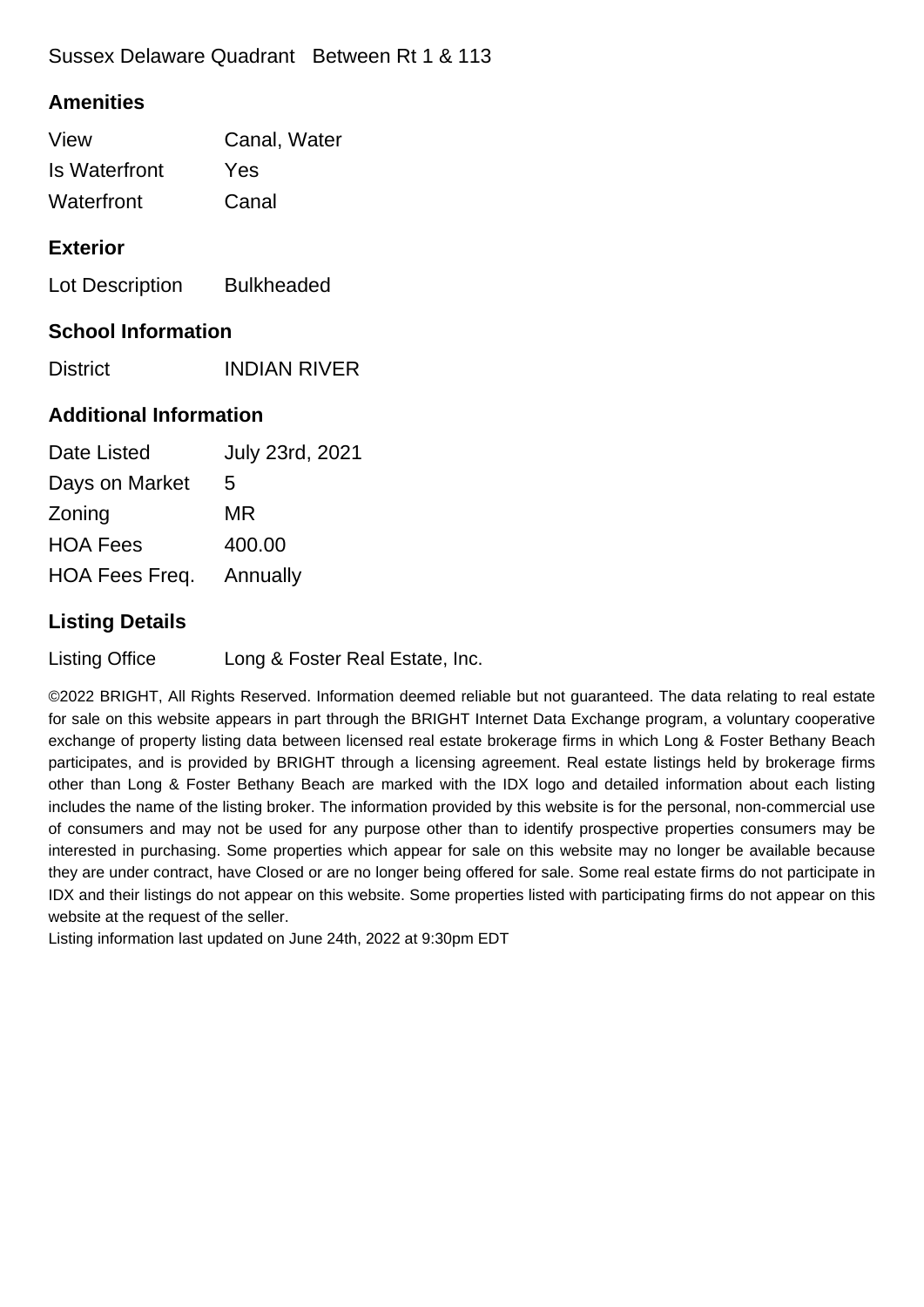Sussex Delaware Quadrant   Between Rt 1 & 113

## Amenities

| | |
|---|---|
| View | Canal, Water |
| Is Waterfront | Yes |
| Waterfront | Canal |

## Exterior

| | |
|---|---|
| Lot Description | Bulkheaded |

## School Information

| | |
|---|---|
| District | INDIAN RIVER |

## Additional Information

| | |
|---|---|
| Date Listed | July 23rd, 2021 |
| Days on Market | 5 |
| Zoning | MR |
| HOA Fees | 400.00 |
| HOA Fees Freq. | Annually |

## Listing Details

| | |
|---|---|
| Listing Office | Long & Foster Real Estate, Inc. |

©2022 BRIGHT, All Rights Reserved. Information deemed reliable but not guaranteed. The data relating to real estate for sale on this website appears in part through the BRIGHT Internet Data Exchange program, a voluntary cooperative exchange of property listing data between licensed real estate brokerage firms in which Long & Foster Bethany Beach participates, and is provided by BRIGHT through a licensing agreement. Real estate listings held by brokerage firms other than Long & Foster Bethany Beach are marked with the IDX logo and detailed information about each listing includes the name of the listing broker. The information provided by this website is for the personal, non-commercial use of consumers and may not be used for any purpose other than to identify prospective properties consumers may be interested in purchasing. Some properties which appear for sale on this website may no longer be available because they are under contract, have Closed or are no longer being offered for sale. Some real estate firms do not participate in IDX and their listings do not appear on this website. Some properties listed with participating firms do not appear on this website at the request of the seller.

Listing information last updated on June 24th, 2022 at 9:30pm EDT